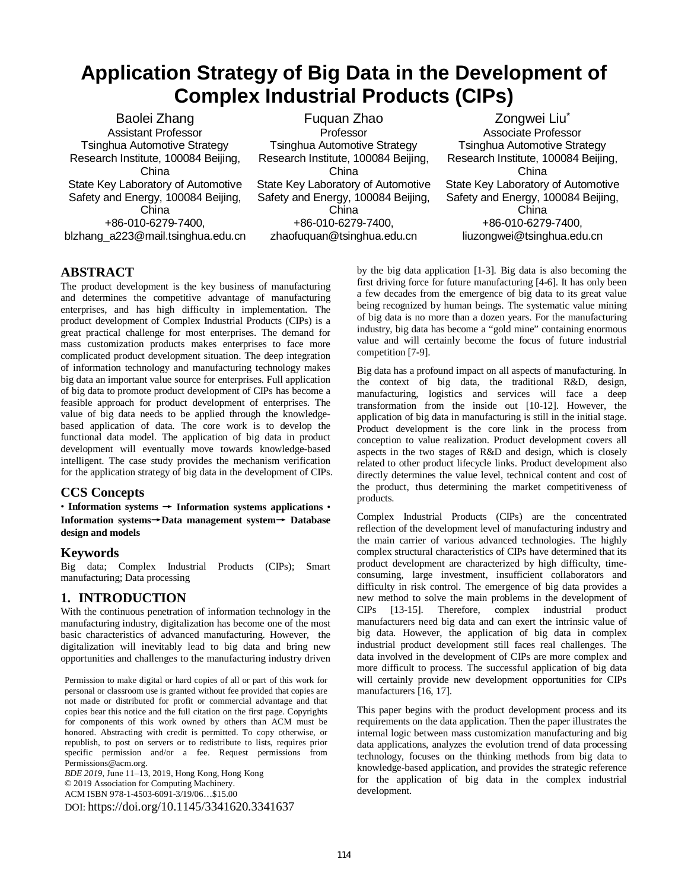# Application Strategy of Big Data in the Development of Complex Industrial Products (CIPs)

Baolei Zhang
Assistant Professor
Tsinghua Automotive Strategy Research Institute, 100084 Beijing, China
State Key Laboratory of Automotive Safety and Energy, 100084 Beijing, China
+86-010-6279-7400,
blzhang_a223@mail.tsinghua.edu.cn

Fuquan Zhao
Professor
Tsinghua Automotive Strategy Research Institute, 100084 Beijing, China
State Key Laboratory of Automotive Safety and Energy, 100084 Beijing, China
+86-010-6279-7400,
zhaofuquan@tsinghua.edu.cn

Zongwei Liu*
Associate Professor
Tsinghua Automotive Strategy Research Institute, 100084 Beijing, China
State Key Laboratory of Automotive Safety and Energy, 100084 Beijing, China
+86-010-6279-7400,
liuzongwei@tsinghua.edu.cn

## ABSTRACT

The product development is the key business of manufacturing and determines the competitive advantage of manufacturing enterprises, and has high difficulty in implementation. The product development of Complex Industrial Products (CIPs) is a great practical challenge for most enterprises. The demand for mass customization products makes enterprises to face more complicated product development situation. The deep integration of information technology and manufacturing technology makes big data an important value source for enterprises. Full application of big data to promote product development of CIPs has become a feasible approach for product development of enterprises. The value of big data needs to be applied through the knowledge-based application of data. The core work is to develop the functional data model. The application of big data in product development will eventually move towards knowledge-based intelligent. The case study provides the mechanism verification for the application strategy of big data in the development of CIPs.

## CCS Concepts

• **Information systems → Information systems applications** • **Information systems→Data management system→ Database design and models**

## Keywords

Big data; Complex Industrial Products (CIPs); Smart manufacturing; Data processing

## 1. INTRODUCTION

With the continuous penetration of information technology in the manufacturing industry, digitalization has become one of the most basic characteristics of advanced manufacturing. However, the digitalization will inevitably lead to big data and bring new opportunities and challenges to the manufacturing industry driven by the big data application [1-3]. Big data is also becoming the first driving force for future manufacturing [4-6]. It has only been a few decades from the emergence of big data to its great value being recognized by human beings. The systematic value mining of big data is no more than a dozen years. For the manufacturing industry, big data has become a "gold mine" containing enormous value and will certainly become the focus of future industrial competition [7-9].

Big data has a profound impact on all aspects of manufacturing. In the context of big data, the traditional R&D, design, manufacturing, logistics and services will face a deep transformation from the inside out [10-12]. However, the application of big data in manufacturing is still in the initial stage. Product development is the core link in the process from conception to value realization. Product development covers all aspects in the two stages of R&D and design, which is closely related to other product lifecycle links. Product development also directly determines the value level, technical content and cost of the product, thus determining the market competitiveness of products.

Complex Industrial Products (CIPs) are the concentrated reflection of the development level of manufacturing industry and the main carrier of various advanced technologies. The highly complex structural characteristics of CIPs have determined that its product development are characterized by high difficulty, time-consuming, large investment, insufficient collaborators and difficulty in risk control. The emergence of big data provides a new method to solve the main problems in the development of CIPs [13-15]. Therefore, complex industrial product manufacturers need big data and can exert the intrinsic value of big data. However, the application of big data in complex industrial product development still faces real challenges. The data involved in the development of CIPs are more complex and more difficult to process. The successful application of big data will certainly provide new development opportunities for CIPs manufacturers [16, 17].

This paper begins with the product development process and its requirements on the data application. Then the paper illustrates the internal logic between mass customization manufacturing and big data applications, analyzes the evolution trend of data processing technology, focuses on the thinking methods from big data to knowledge-based application, and provides the strategic reference for the application of big data in the complex industrial development.

Permission to make digital or hard copies of all or part of this work for personal or classroom use is granted without fee provided that copies are not made or distributed for profit or commercial advantage and that copies bear this notice and the full citation on the first page. Copyrights for components of this work owned by others than ACM must be honored. Abstracting with credit is permitted. To copy otherwise, or republish, to post on servers or to redistribute to lists, requires prior specific permission and/or a fee. Request permissions from Permissions@acm.org.
*BDE 2019*, June 11–13, 2019, Hong Kong, Hong Kong
© 2019 Association for Computing Machinery.
ACM ISBN 978-1-4503-6091-3/19/06…$15.00
DOI: https://doi.org/10.1145/3341620.3341637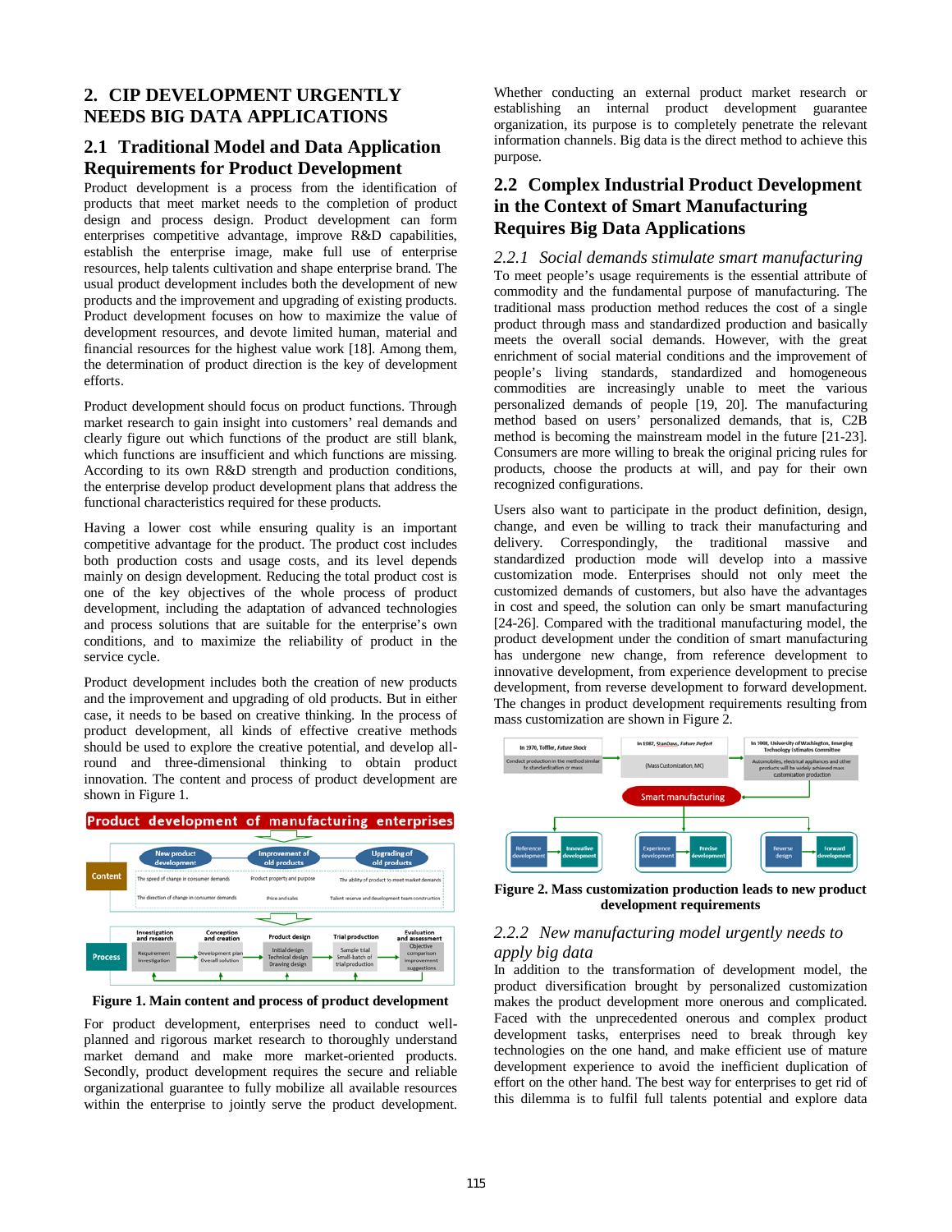## 2. CIP DEVELOPMENT URGENTLY NEEDS BIG DATA APPLICATIONS

### 2.1 Traditional Model and Data Application Requirements for Product Development

Product development is a process from the identification of products that meet market needs to the completion of product design and process design. Product development can form enterprises competitive advantage, improve R&D capabilities, establish the enterprise image, make full use of enterprise resources, help talents cultivation and shape enterprise brand. The usual product development includes both the development of new products and the improvement and upgrading of existing products. Product development focuses on how to maximize the value of development resources, and devote limited human, material and financial resources for the highest value work [18]. Among them, the determination of product direction is the key of development efforts.

Product development should focus on product functions. Through market research to gain insight into customers' real demands and clearly figure out which functions of the product are still blank, which functions are insufficient and which functions are missing. According to its own R&D strength and production conditions, the enterprise develop product development plans that address the functional characteristics required for these products.

Having a lower cost while ensuring quality is an important competitive advantage for the product. The product cost includes both production costs and usage costs, and its level depends mainly on design development. Reducing the total product cost is one of the key objectives of the whole process of product development, including the adaptation of advanced technologies and process solutions that are suitable for the enterprise's own conditions, and to maximize the reliability of product in the service cycle.

Product development includes both the creation of new products and the improvement and upgrading of old products. But in either case, it needs to be based on creative thinking. In the process of product development, all kinds of effective creative methods should be used to explore the creative potential, and develop all-round and three-dimensional thinking to obtain product innovation. The content and process of product development are shown in Figure 1.

**Figure 1. Main content and process of product development**

For product development, enterprises need to conduct well-planned and rigorous market research to thoroughly understand market demand and make more market-oriented products. Secondly, product development requires the secure and reliable organizational guarantee to fully mobilize all available resources within the enterprise to jointly serve the product development. Whether conducting an external product market research or establishing an internal product development guarantee organization, its purpose is to completely penetrate the relevant information channels. Big data is the direct method to achieve this purpose.

### 2.2 Complex Industrial Product Development in the Context of Smart Manufacturing Requires Big Data Applications

#### *2.2.1 Social demands stimulate smart manufacturing*

To meet people's usage requirements is the essential attribute of commodity and the fundamental purpose of manufacturing. The traditional mass production method reduces the cost of a single product through mass and standardized production and basically meets the overall social demands. However, with the great enrichment of social material conditions and the improvement of people's living standards, standardized and homogeneous commodities are increasingly unable to meet the various personalized demands of people [19, 20]. The manufacturing method based on users' personalized demands, that is, C2B method is becoming the mainstream model in the future [21-23]. Consumers are more willing to break the original pricing rules for products, choose the products at will, and pay for their own recognized configurations.

Users also want to participate in the product definition, design, change, and even be willing to track their manufacturing and delivery. Correspondingly, the traditional massive and standardized production mode will develop into a massive customization mode. Enterprises should not only meet the customized demands of customers, but also have the advantages in cost and speed, the solution can only be smart manufacturing [24-26]. Compared with the traditional manufacturing model, the product development under the condition of smart manufacturing has undergone new change, from reference development to innovative development, from experience development to precise development, from reverse development to forward development. The changes in product development requirements resulting from mass customization are shown in Figure 2.

**Figure 2. Mass customization production leads to new product development requirements**

#### *2.2.2 New manufacturing model urgently needs to apply big data*

In addition to the transformation of development model, the product diversification brought by personalized customization makes the product development more onerous and complicated. Faced with the unprecedented onerous and complex product development tasks, enterprises need to break through key technologies on the one hand, and make efficient use of mature development experience to avoid the inefficient duplication of effort on the other hand. The best way for enterprises to get rid of this dilemma is to fulfil full talents potential and explore data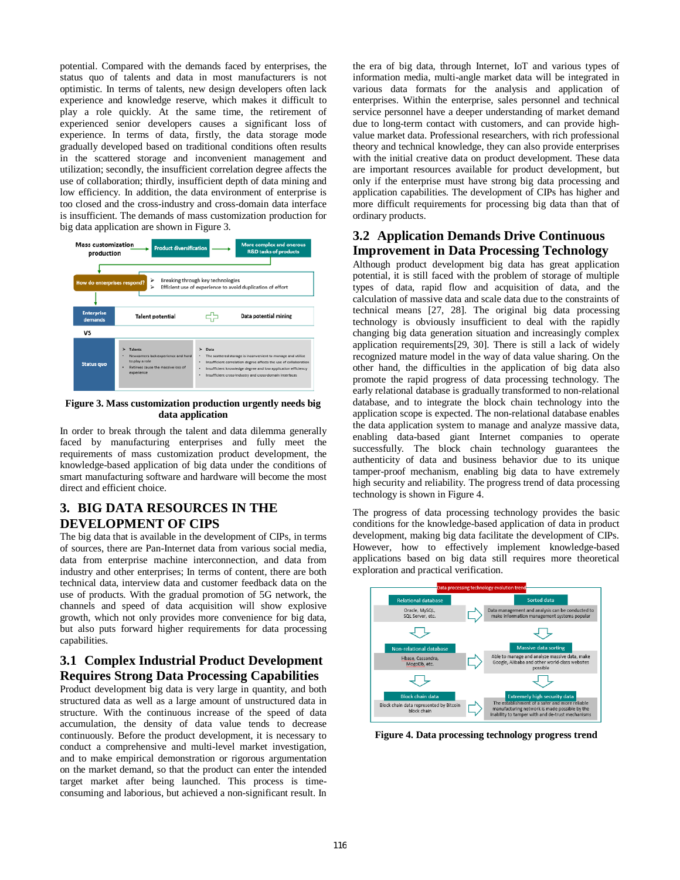potential. Compared with the demands faced by enterprises, the status quo of talents and data in most manufacturers is not optimistic. In terms of talents, new design developers often lack experience and knowledge reserve, which makes it difficult to play a role quickly. At the same time, the retirement of experienced senior developers causes a significant loss of experience. In terms of data, firstly, the data storage mode gradually developed based on traditional conditions often results in the scattered storage and inconvenient management and utilization; secondly, the insufficient correlation degree affects the use of collaboration; thirdly, insufficient depth of data mining and low efficiency. In addition, the data environment of enterprise is too closed and the cross-industry and cross-domain data interface is insufficient. The demands of mass customization production for big data application are shown in Figure 3.

**Figure 3. Mass customization production urgently needs big data application**

In order to break through the talent and data dilemma generally faced by manufacturing enterprises and fully meet the requirements of mass customization product development, the knowledge-based application of big data under the conditions of smart manufacturing software and hardware will become the most direct and efficient choice.

# 3. BIG DATA RESOURCES IN THE DEVELOPMENT OF CIPS

The big data that is available in the development of CIPs, in terms of sources, there are Pan-Internet data from various social media, data from enterprise machine interconnection, and data from industry and other enterprises; In terms of content, there are both technical data, interview data and customer feedback data on the use of products. With the gradual promotion of 5G network, the channels and speed of data acquisition will show explosive growth, which not only provides more convenience for big data, but also puts forward higher requirements for data processing capabilities.

## 3.1 Complex Industrial Product Development Requires Strong Data Processing Capabilities

Product development big data is very large in quantity, and both structured data as well as a large amount of unstructured data in structure. With the continuous increase of the speed of data accumulation, the density of data value tends to decrease continuously. Before the product development, it is necessary to conduct a comprehensive and multi-level market investigation, and to make empirical demonstration or rigorous argumentation on the market demand, so that the product can enter the intended target market after being launched. This process is time-consuming and laborious, but achieved a non-significant result. In the era of big data, through Internet, IoT and various types of information media, multi-angle market data will be integrated in various data formats for the analysis and application of enterprises. Within the enterprise, sales personnel and technical service personnel have a deeper understanding of market demand due to long-term contact with customers, and can provide high-value market data. Professional researchers, with rich professional theory and technical knowledge, they can also provide enterprises with the initial creative data on product development. These data are important resources available for product development, but only if the enterprise must have strong big data processing and application capabilities. The development of CIPs has higher and more difficult requirements for processing big data than that of ordinary products.

## 3.2 Application Demands Drive Continuous Improvement in Data Processing Technology

Although product development big data has great application potential, it is still faced with the problem of storage of multiple types of data, rapid flow and acquisition of data, and the calculation of massive data and scale data due to the constraints of technical means [27, 28]. The original big data processing technology is obviously insufficient to deal with the rapidly changing big data generation situation and increasingly complex application requirements[29, 30]. There is still a lack of widely recognized mature model in the way of data value sharing. On the other hand, the difficulties in the application of big data also promote the rapid progress of data processing technology. The early relational database is gradually transformed to non-relational database, and to integrate the block chain technology into the application scope is expected. The non-relational database enables the data application system to manage and analyze massive data, enabling data-based giant Internet companies to operate successfully. The block chain technology guarantees the authenticity of data and business behavior due to its unique tamper-proof mechanism, enabling big data to have extremely high security and reliability. The progress trend of data processing technology is shown in Figure 4.

The progress of data processing technology provides the basic conditions for the knowledge-based application of data in product development, making big data facilitate the development of CIPs. However, how to effectively implement knowledge-based applications based on big data still requires more theoretical exploration and practical verification.

**Figure 4. Data processing technology progress trend**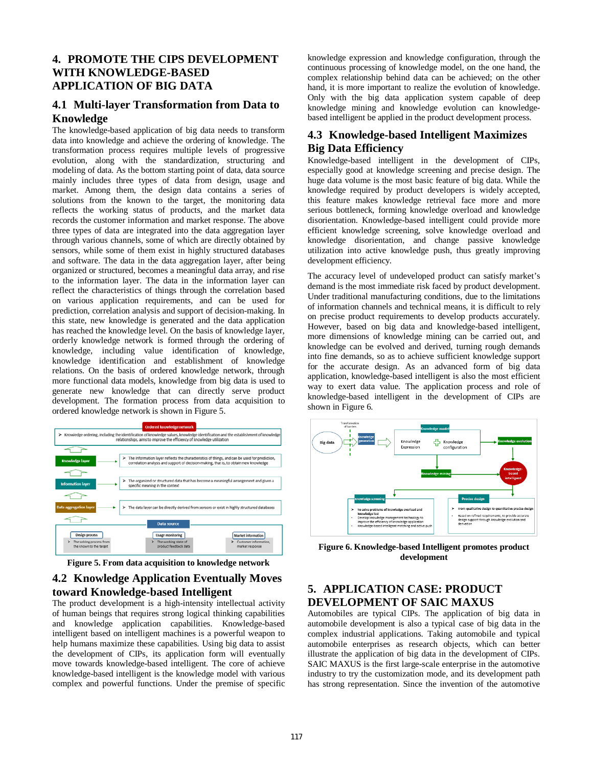## 4. PROMOTE THE CIPS DEVELOPMENT WITH KNOWLEDGE-BASED APPLICATION OF BIG DATA

### 4.1 Multi-layer Transformation from Data to Knowledge

The knowledge-based application of big data needs to transform data into knowledge and achieve the ordering of knowledge. The transformation process requires multiple levels of progressive evolution, along with the standardization, structuring and modeling of data. As the bottom starting point of data, data source mainly includes three types of data from design, usage and market. Among them, the design data contains a series of solutions from the known to the target, the monitoring data reflects the working status of products, and the market data records the customer information and market response. The above three types of data are integrated into the data aggregation layer through various channels, some of which are directly obtained by sensors, while some of them exist in highly structured databases and software. The data in the data aggregation layer, after being organized or structured, becomes a meaningful data array, and rise to the information layer. The data in the information layer can reflect the characteristics of things through the correlation based on various application requirements, and can be used for prediction, correlation analysis and support of decision-making. In this state, new knowledge is generated and the data application has reached the knowledge level. On the basis of knowledge layer, orderly knowledge network is formed through the ordering of knowledge, including value identification of knowledge, knowledge identification and establishment of knowledge relations. On the basis of ordered knowledge network, through more functional data models, knowledge from big data is used to generate new knowledge that can directly serve product development. The formation process from data acquisition to ordered knowledge network is shown in Figure 5.

**Figure 5. From data acquisition to knowledge network**

### 4.2 Knowledge Application Eventually Moves toward Knowledge-based Intelligent

The product development is a high-intensity intellectual activity of human beings that requires strong logical thinking capabilities and knowledge application capabilities. Knowledge-based intelligent based on intelligent machines is a powerful weapon to help humans maximize these capabilities. Using big data to assist the development of CIPs, its application form will eventually move towards knowledge-based intelligent. The core of achieve knowledge-based intelligent is the knowledge model with various complex and powerful functions. Under the premise of specific knowledge expression and knowledge configuration, through the continuous processing of knowledge model, on the one hand, the complex relationship behind data can be achieved; on the other hand, it is more important to realize the evolution of knowledge. Only with the big data application system capable of deep knowledge mining and knowledge evolution can knowledge-based intelligent be applied in the product development process.

### 4.3 Knowledge-based Intelligent Maximizes Big Data Efficiency

Knowledge-based intelligent in the development of CIPs, especially good at knowledge screening and precise design. The huge data volume is the most basic feature of big data. While the knowledge required by product developers is widely accepted, this feature makes knowledge retrieval face more and more serious bottleneck, forming knowledge overload and knowledge disorientation. Knowledge-based intelligent could provide more efficient knowledge screening, solve knowledge overload and knowledge disorientation, and change passive knowledge utilization into active knowledge push, thus greatly improving development efficiency.

The accuracy level of undeveloped product can satisfy market's demand is the most immediate risk faced by product development. Under traditional manufacturing conditions, due to the limitations of information channels and technical means, it is difficult to rely on precise product requirements to develop products accurately. However, based on big data and knowledge-based intelligent, more dimensions of knowledge mining can be carried out, and knowledge can be evolved and derived, turning rough demands into fine demands, so as to achieve sufficient knowledge support for the accurate design. As an advanced form of big data application, knowledge-based intelligent is also the most efficient way to exert data value. The application process and role of knowledge-based intelligent in the development of CIPs are shown in Figure 6.

**Figure 6. Knowledge-based Intelligent promotes product development**

## 5. APPLICATION CASE: PRODUCT DEVELOPMENT OF SAIC MAXUS

Automobiles are typical CIPs. The application of big data in automobile development is also a typical case of big data in the complex industrial applications. Taking automobile and typical automobile enterprises as research objects, which can better illustrate the application of big data in the development of CIPs. SAIC MAXUS is the first large-scale enterprise in the automotive industry to try the customization mode, and its development path has strong representation. Since the invention of the automotive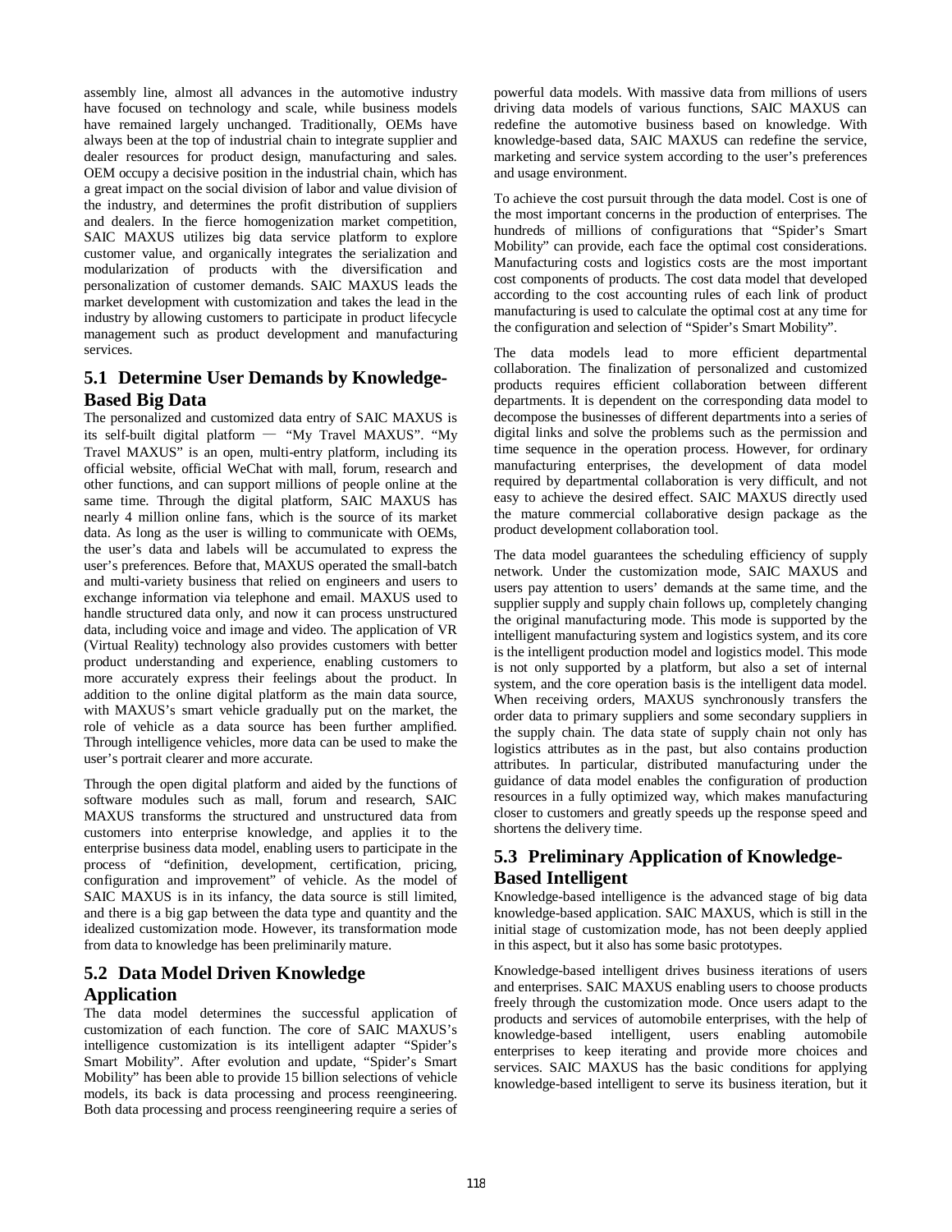assembly line, almost all advances in the automotive industry have focused on technology and scale, while business models have remained largely unchanged. Traditionally, OEMs have always been at the top of industrial chain to integrate supplier and dealer resources for product design, manufacturing and sales. OEM occupy a decisive position in the industrial chain, which has a great impact on the social division of labor and value division of the industry, and determines the profit distribution of suppliers and dealers. In the fierce homogenization market competition, SAIC MAXUS utilizes big data service platform to explore customer value, and organically integrates the serialization and modularization of products with the diversification and personalization of customer demands. SAIC MAXUS leads the market development with customization and takes the lead in the industry by allowing customers to participate in product lifecycle management such as product development and manufacturing services.

## 5.1 Determine User Demands by Knowledge-Based Big Data

The personalized and customized data entry of SAIC MAXUS is its self-built digital platform — "My Travel MAXUS". "My Travel MAXUS" is an open, multi-entry platform, including its official website, official WeChat with mall, forum, research and other functions, and can support millions of people online at the same time. Through the digital platform, SAIC MAXUS has nearly 4 million online fans, which is the source of its market data. As long as the user is willing to communicate with OEMs, the user's data and labels will be accumulated to express the user's preferences. Before that, MAXUS operated the small-batch and multi-variety business that relied on engineers and users to exchange information via telephone and email. MAXUS used to handle structured data only, and now it can process unstructured data, including voice and image and video. The application of VR (Virtual Reality) technology also provides customers with better product understanding and experience, enabling customers to more accurately express their feelings about the product. In addition to the online digital platform as the main data source, with MAXUS's smart vehicle gradually put on the market, the role of vehicle as a data source has been further amplified. Through intelligence vehicles, more data can be used to make the user's portrait clearer and more accurate.

Through the open digital platform and aided by the functions of software modules such as mall, forum and research, SAIC MAXUS transforms the structured and unstructured data from customers into enterprise knowledge, and applies it to the enterprise business data model, enabling users to participate in the process of "definition, development, certification, pricing, configuration and improvement" of vehicle. As the model of SAIC MAXUS is in its infancy, the data source is still limited, and there is a big gap between the data type and quantity and the idealized customization mode. However, its transformation mode from data to knowledge has been preliminarily mature.

## 5.2 Data Model Driven Knowledge Application

The data model determines the successful application of customization of each function. The core of SAIC MAXUS's intelligence customization is its intelligent adapter "Spider's Smart Mobility". After evolution and update, "Spider's Smart Mobility" has been able to provide 15 billion selections of vehicle models, its back is data processing and process reengineering. Both data processing and process reengineering require a series of powerful data models. With massive data from millions of users driving data models of various functions, SAIC MAXUS can redefine the automotive business based on knowledge. With knowledge-based data, SAIC MAXUS can redefine the service, marketing and service system according to the user's preferences and usage environment.

To achieve the cost pursuit through the data model. Cost is one of the most important concerns in the production of enterprises. The hundreds of millions of configurations that "Spider's Smart Mobility" can provide, each face the optimal cost considerations. Manufacturing costs and logistics costs are the most important cost components of products. The cost data model that developed according to the cost accounting rules of each link of product manufacturing is used to calculate the optimal cost at any time for the configuration and selection of "Spider's Smart Mobility".

The data models lead to more efficient departmental collaboration. The finalization of personalized and customized products requires efficient collaboration between different departments. It is dependent on the corresponding data model to decompose the businesses of different departments into a series of digital links and solve the problems such as the permission and time sequence in the operation process. However, for ordinary manufacturing enterprises, the development of data model required by departmental collaboration is very difficult, and not easy to achieve the desired effect. SAIC MAXUS directly used the mature commercial collaborative design package as the product development collaboration tool.

The data model guarantees the scheduling efficiency of supply network. Under the customization mode, SAIC MAXUS and users pay attention to users' demands at the same time, and the supplier supply and supply chain follows up, completely changing the original manufacturing mode. This mode is supported by the intelligent manufacturing system and logistics system, and its core is the intelligent production model and logistics model. This mode is not only supported by a platform, but also a set of internal system, and the core operation basis is the intelligent data model. When receiving orders, MAXUS synchronously transfers the order data to primary suppliers and some secondary suppliers in the supply chain. The data state of supply chain not only has logistics attributes as in the past, but also contains production attributes. In particular, distributed manufacturing under the guidance of data model enables the configuration of production resources in a fully optimized way, which makes manufacturing closer to customers and greatly speeds up the response speed and shortens the delivery time.

## 5.3 Preliminary Application of Knowledge-Based Intelligent

Knowledge-based intelligence is the advanced stage of big data knowledge-based application. SAIC MAXUS, which is still in the initial stage of customization mode, has not been deeply applied in this aspect, but it also has some basic prototypes.

Knowledge-based intelligent drives business iterations of users and enterprises. SAIC MAXUS enabling users to choose products freely through the customization mode. Once users adapt to the products and services of automobile enterprises, with the help of knowledge-based intelligent, users enabling automobile enterprises to keep iterating and provide more choices and services. SAIC MAXUS has the basic conditions for applying knowledge-based intelligent to serve its business iteration, but it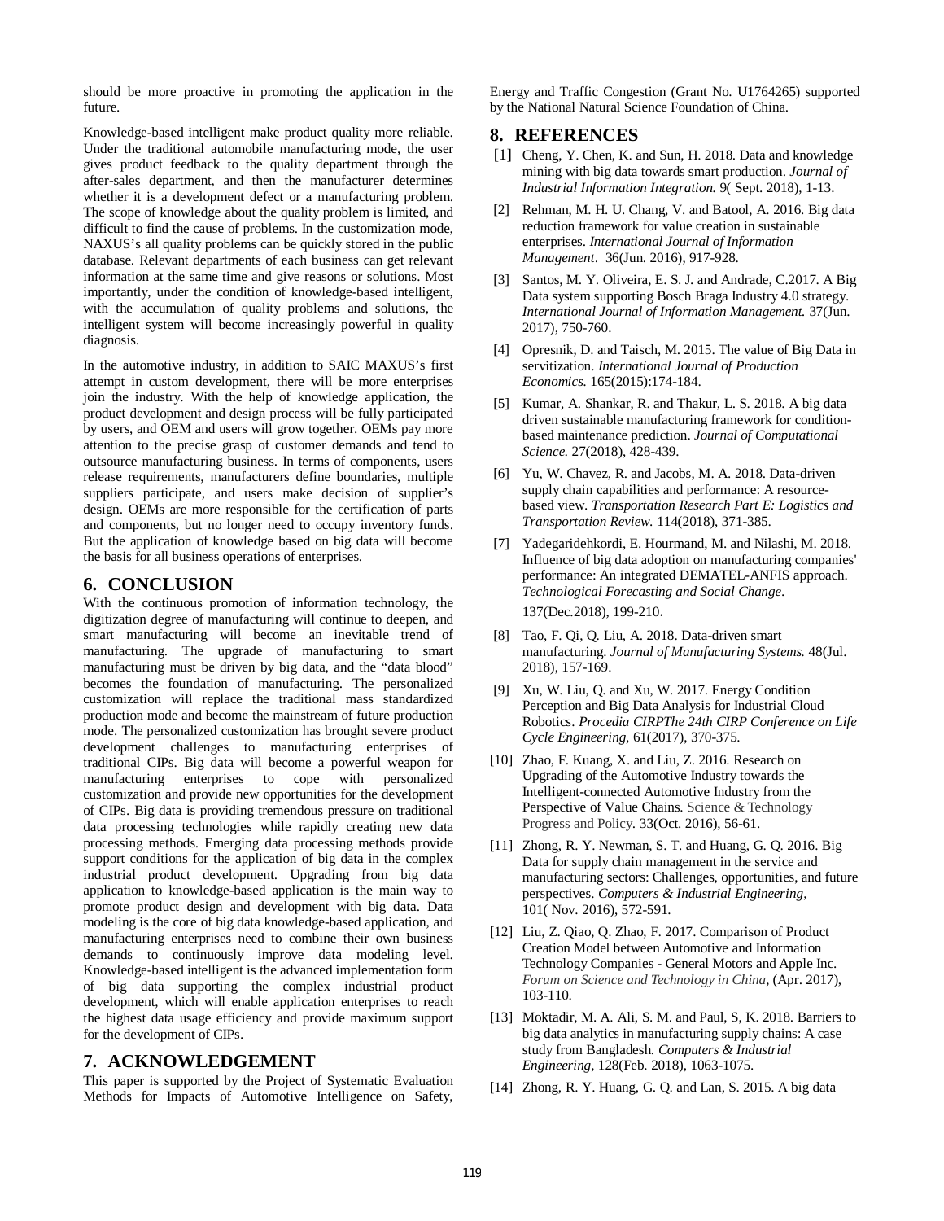should be more proactive in promoting the application in the future.

Knowledge-based intelligent make product quality more reliable. Under the traditional automobile manufacturing mode, the user gives product feedback to the quality department through the after-sales department, and then the manufacturer determines whether it is a development defect or a manufacturing problem. The scope of knowledge about the quality problem is limited, and difficult to find the cause of problems. In the customization mode, NAXUS's all quality problems can be quickly stored in the public database. Relevant departments of each business can get relevant information at the same time and give reasons or solutions. Most importantly, under the condition of knowledge-based intelligent, with the accumulation of quality problems and solutions, the intelligent system will become increasingly powerful in quality diagnosis.

In the automotive industry, in addition to SAIC MAXUS's first attempt in custom development, there will be more enterprises join the industry. With the help of knowledge application, the product development and design process will be fully participated by users, and OEM and users will grow together. OEMs pay more attention to the precise grasp of customer demands and tend to outsource manufacturing business. In terms of components, users release requirements, manufacturers define boundaries, multiple suppliers participate, and users make decision of supplier's design. OEMs are more responsible for the certification of parts and components, but no longer need to occupy inventory funds. But the application of knowledge based on big data will become the basis for all business operations of enterprises.

## 6. CONCLUSION

With the continuous promotion of information technology, the digitization degree of manufacturing will continue to deepen, and smart manufacturing will become an inevitable trend of manufacturing. The upgrade of manufacturing to smart manufacturing must be driven by big data, and the "data blood" becomes the foundation of manufacturing. The personalized customization will replace the traditional mass standardized production mode and become the mainstream of future production mode. The personalized customization has brought severe product development challenges to manufacturing enterprises of traditional CIPs. Big data will become a powerful weapon for manufacturing enterprises to cope with personalized customization and provide new opportunities for the development of CIPs. Big data is providing tremendous pressure on traditional data processing technologies while rapidly creating new data processing methods. Emerging data processing methods provide support conditions for the application of big data in the complex industrial product development. Upgrading from big data application to knowledge-based application is the main way to promote product design and development with big data. Data modeling is the core of big data knowledge-based application, and manufacturing enterprises need to combine their own business demands to continuously improve data modeling level. Knowledge-based intelligent is the advanced implementation form of big data supporting the complex industrial product development, which will enable application enterprises to reach the highest data usage efficiency and provide maximum support for the development of CIPs.

## 7. ACKNOWLEDGEMENT

This paper is supported by the Project of Systematic Evaluation Methods for Impacts of Automotive Intelligence on Safety, Energy and Traffic Congestion (Grant No. U1764265) supported by the National Natural Science Foundation of China.

## 8. REFERENCES

[1] Cheng, Y. Chen, K. and Sun, H. 2018. Data and knowledge mining with big data towards smart production. *Journal of Industrial Information Integration.* 9( Sept. 2018), 1-13.

[2] Rehman, M. H. U. Chang, V. and Batool, A. 2016. Big data reduction framework for value creation in sustainable enterprises. *International Journal of Information Management*. 36(Jun. 2016), 917-928.

[3] Santos, M. Y. Oliveira, E. S. J. and Andrade, C.2017. A Big Data system supporting Bosch Braga Industry 4.0 strategy. *International Journal of Information Management.* 37(Jun. 2017), 750-760.

[4] Opresnik, D. and Taisch, M. 2015. The value of Big Data in servitization. *International Journal of Production Economics.* 165(2015):174-184.

[5] Kumar, A. Shankar, R. and Thakur, L. S. 2018. A big data driven sustainable manufacturing framework for condition-based maintenance prediction. *Journal of Computational Science.* 27(2018), 428-439.

[6] Yu, W. Chavez, R. and Jacobs, M. A. 2018. Data-driven supply chain capabilities and performance: A resource-based view. *Transportation Research Part E: Logistics and Transportation Review.* 114(2018), 371-385.

[7] Yadegaridehkordi, E. Hourmand, M. and Nilashi, M. 2018. Influence of big data adoption on manufacturing companies' performance: An integrated DEMATEL-ANFIS approach. *Technological Forecasting and Social Change*. 137(Dec.2018), 199-210.

[8] Tao, F. Qi, Q. Liu, A. 2018. Data-driven smart manufacturing. *Journal of Manufacturing Systems.* 48(Jul. 2018), 157-169.

[9] Xu, W. Liu, Q. and Xu, W. 2017. Energy Condition Perception and Big Data Analysis for Industrial Cloud Robotics. *Procedia CIRPThe 24th CIRP Conference on Life Cycle Engineering*, 61(2017), 370-375.

[10] Zhao, F. Kuang, X. and Liu, Z. 2016. Research on Upgrading of the Automotive Industry towards the Intelligent-connected Automotive Industry from the Perspective of Value Chains. Science & Technology Progress and Policy. 33(Oct. 2016), 56-61.

[11] Zhong, R. Y. Newman, S. T. and Huang, G. Q. 2016. Big Data for supply chain management in the service and manufacturing sectors: Challenges, opportunities, and future perspectives. *Computers & Industrial Engineering*, 101( Nov. 2016), 572-591.

[12] Liu, Z. Qiao, Q. Zhao, F. 2017. Comparison of Product Creation Model between Automotive and Information Technology Companies - General Motors and Apple Inc. *Forum on Science and Technology in China*, (Apr. 2017), 103-110.

[13] Moktadir, M. A. Ali, S. M. and Paul, S, K. 2018. Barriers to big data analytics in manufacturing supply chains: A case study from Bangladesh. *Computers & Industrial Engineering*, 128(Feb. 2018), 1063-1075.

[14] Zhong, R. Y. Huang, G. Q. and Lan, S. 2015. A big data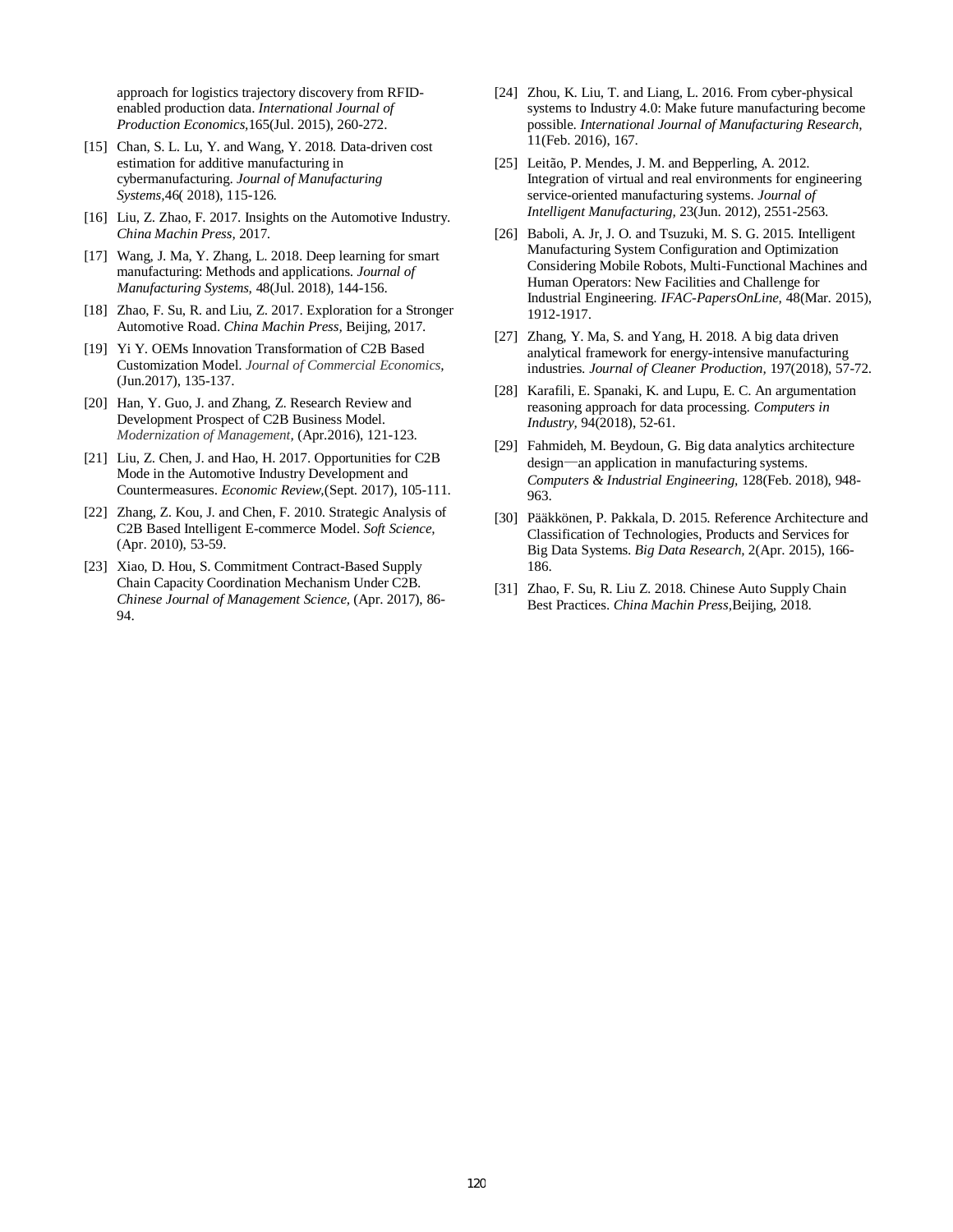approach for logistics trajectory discovery from RFID-enabled production data. *International Journal of Production Economics,*165(Jul. 2015), 260-272.

[15] Chan, S. L. Lu, Y. and Wang, Y. 2018. Data-driven cost estimation for additive manufacturing in cybermanufacturing. *Journal of Manufacturing Systems,*46( 2018), 115-126.

[16] Liu, Z. Zhao, F. 2017. Insights on the Automotive Industry. *China Machin Press,* 2017.

[17] Wang, J. Ma, Y. Zhang, L. 2018. Deep learning for smart manufacturing: Methods and applications. *Journal of Manufacturing Systems,* 48(Jul. 2018), 144-156.

[18] Zhao, F. Su, R. and Liu, Z. 2017. Exploration for a Stronger Automotive Road. *China Machin Press,* Beijing, 2017.

[19] Yi Y. OEMs Innovation Transformation of C2B Based Customization Model. *Journal of Commercial Economics*, (Jun.2017), 135-137.

[20] Han, Y. Guo, J. and Zhang, Z. Research Review and Development Prospect of C2B Business Model. *Modernization of Management*, (Apr.2016), 121-123.

[21] Liu, Z. Chen, J. and Hao, H. 2017. Opportunities for C2B Mode in the Automotive Industry Development and Countermeasures. *Economic Review,*(Sept. 2017), 105-111.

[22] Zhang, Z. Kou, J. and Chen, F. 2010. Strategic Analysis of C2B Based Intelligent E-commerce Model. *Soft Science,* (Apr. 2010), 53-59.

[23] Xiao, D. Hou, S. Commitment Contract-Based Supply Chain Capacity Coordination Mechanism Under C2B. *Chinese Journal of Management Science*, (Apr. 2017), 86-94.

[24] Zhou, K. Liu, T. and Liang, L. 2016. From cyber-physical systems to Industry 4.0: Make future manufacturing become possible. *International Journal of Manufacturing Research,* 11(Feb. 2016), 167.

[25] Leitão, P. Mendes, J. M. and Bepperling, A. 2012. Integration of virtual and real environments for engineering service-oriented manufacturing systems. *Journal of Intelligent Manufacturing,* 23(Jun. 2012), 2551-2563.

[26] Baboli, A. Jr, J. O. and Tsuzuki, M. S. G. 2015. Intelligent Manufacturing System Configuration and Optimization Considering Mobile Robots, Multi-Functional Machines and Human Operators: New Facilities and Challenge for Industrial Engineering. *IFAC-PapersOnLine,* 48(Mar. 2015), 1912-1917.

[27] Zhang, Y. Ma, S. and Yang, H. 2018. A big data driven analytical framework for energy-intensive manufacturing industries. *Journal of Cleaner Production,* 197(2018), 57-72.

[28] Karafili, E. Spanaki, K. and Lupu, E. C. An argumentation reasoning approach for data processing. *Computers in Industry,* 94(2018), 52-61.

[29] Fahmideh, M. Beydoun, G. Big data analytics architecture design—an application in manufacturing systems. *Computers & Industrial Engineering,* 128(Feb. 2018), 948-963.

[30] Pääkkönen, P. Pakkala, D. 2015. Reference Architecture and Classification of Technologies, Products and Services for Big Data Systems. *Big Data Research,* 2(Apr. 2015), 166-186.

[31] Zhao, F. Su, R. Liu Z. 2018. Chinese Auto Supply Chain Best Practices. *China Machin Press,*Beijing, 2018.